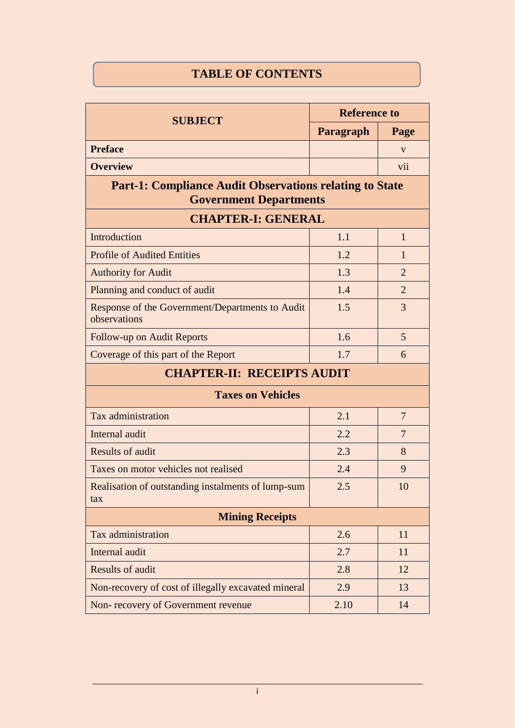# TABLE OF CONTENTS

| SUBJECT | Reference to | |
|---|---|---|
| | Paragraph | Page |
| **Preface** | | v |
| **Overview** | | vii |
| **Part-1: Compliance Audit Observations relating to State Government Departments** | | |
| **CHAPTER-I: GENERAL** | | |
| Introduction | 1.1 | 1 |
| Profile of Audited Entities | 1.2 | 1 |
| Authority for Audit | 1.3 | 2 |
| Planning and conduct of audit | 1.4 | 2 |
| Response of the Government/Departments to Audit observations | 1.5 | 3 |
| Follow-up on Audit Reports | 1.6 | 5 |
| Coverage of this part of the Report | 1.7 | 6 |
| **CHAPTER-II: RECEIPTS AUDIT** | | |
| **Taxes on Vehicles** | | |
| Tax administration | 2.1 | 7 |
| Internal audit | 2.2 | 7 |
| Results of audit | 2.3 | 8 |
| Taxes on motor vehicles not realised | 2.4 | 9 |
| Realisation of outstanding instalments of lump-sum tax | 2.5 | 10 |
| **Mining Receipts** | | |
| Tax administration | 2.6 | 11 |
| Internal audit | 2.7 | 11 |
| Results of audit | 2.8 | 12 |
| Non-recovery of cost of illegally excavated mineral | 2.9 | 13 |
| Non- recovery of Government revenue | 2.10 | 14 |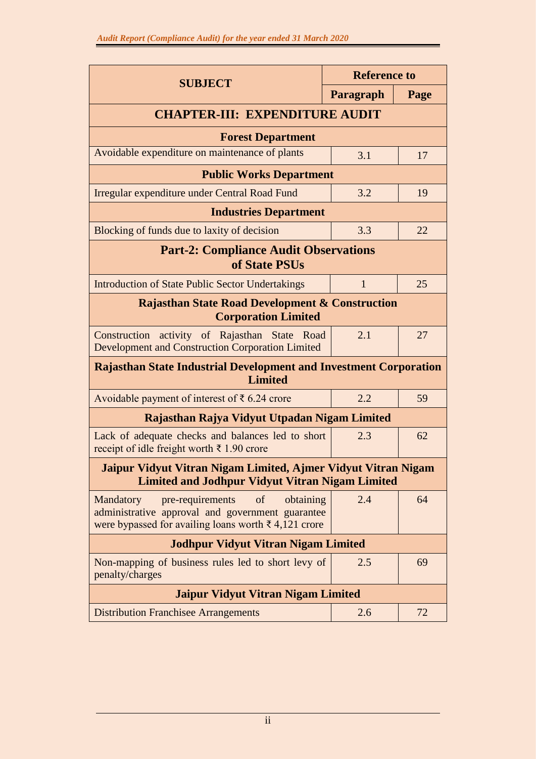| SUBJECT | Reference to | |
|---|---|---|
| | Paragraph | Page |
| **CHAPTER-III: EXPENDITURE AUDIT** | | |
| **Forest Department** | | |
| Avoidable expenditure on maintenance of plants | 3.1 | 17 |
| **Public Works Department** | | |
| Irregular expenditure under Central Road Fund | 3.2 | 19 |
| **Industries Department** | | |
| Blocking of funds due to laxity of decision | 3.3 | 22 |
| **Part-2: Compliance Audit Observations of State PSUs** | | |
| Introduction of State Public Sector Undertakings | 1 | 25 |
| **Rajasthan State Road Development & Construction Corporation Limited** | | |
| Construction activity of Rajasthan State Road Development and Construction Corporation Limited | 2.1 | 27 |
| **Rajasthan State Industrial Development and Investment Corporation Limited** | | |
| Avoidable payment of interest of ₹ 6.24 crore | 2.2 | 59 |
| **Rajasthan Rajya Vidyut Utpadan Nigam Limited** | | |
| Lack of adequate checks and balances led to short receipt of idle freight worth ₹ 1.90 crore | 2.3 | 62 |
| **Jaipur Vidyut Vitran Nigam Limited, Ajmer Vidyut Vitran Nigam Limited and Jodhpur Vidyut Vitran Nigam Limited** | | |
| Mandatory pre-requirements of obtaining administrative approval and government guarantee were bypassed for availing loans worth ₹ 4,121 crore | 2.4 | 64 |
| **Jodhpur Vidyut Vitran Nigam Limited** | | |
| Non-mapping of business rules led to short levy of penalty/charges | 2.5 | 69 |
| **Jaipur Vidyut Vitran Nigam Limited** | | |
| Distribution Franchisee Arrangements | 2.6 | 72 |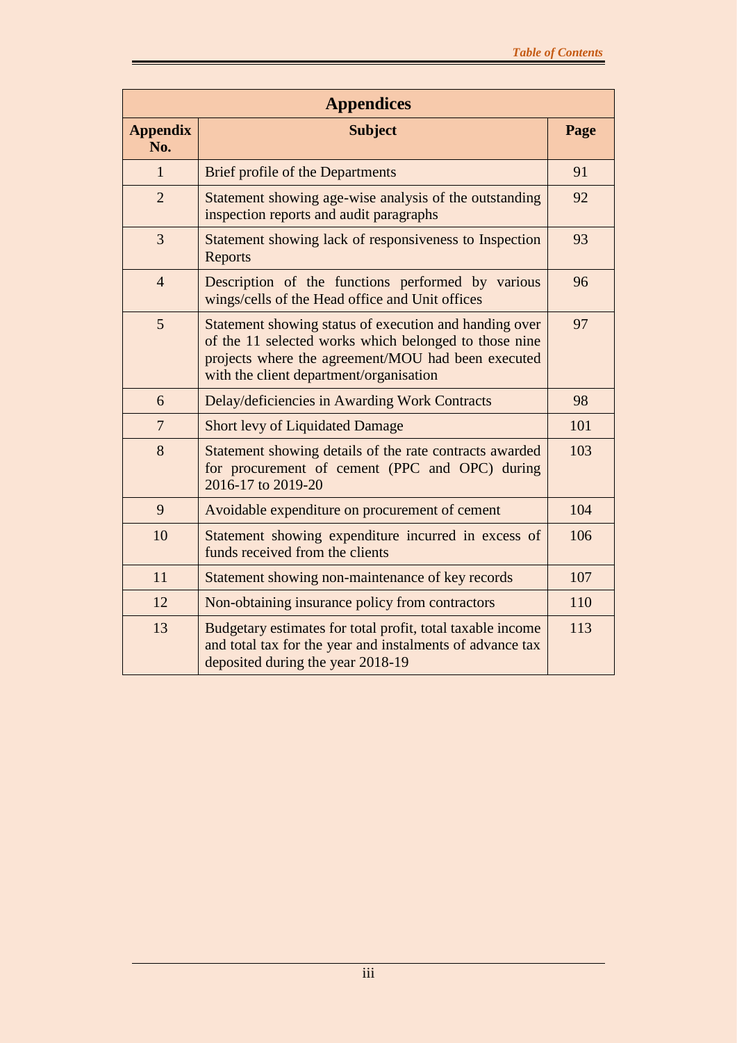| Appendices | | |
|---|---|---|
| **Appendix No.** | **Subject** | **Page** |
| 1 | Brief profile of the Departments | 91 |
| 2 | Statement showing age-wise analysis of the outstanding inspection reports and audit paragraphs | 92 |
| 3 | Statement showing lack of responsiveness to Inspection Reports | 93 |
| 4 | Description of the functions performed by various wings/cells of the Head office and Unit offices | 96 |
| 5 | Statement showing status of execution and handing over of the 11 selected works which belonged to those nine projects where the agreement/MOU had been executed with the client department/organisation | 97 |
| 6 | Delay/deficiencies in Awarding Work Contracts | 98 |
| 7 | Short levy of Liquidated Damage | 101 |
| 8 | Statement showing details of the rate contracts awarded for procurement of cement (PPC and OPC) during 2016-17 to 2019-20 | 103 |
| 9 | Avoidable expenditure on procurement of cement | 104 |
| 10 | Statement showing expenditure incurred in excess of funds received from the clients | 106 |
| 11 | Statement showing non-maintenance of key records | 107 |
| 12 | Non-obtaining insurance policy from contractors | 110 |
| 13 | Budgetary estimates for total profit, total taxable income and total tax for the year and instalments of advance tax deposited during the year 2018-19 | 113 |